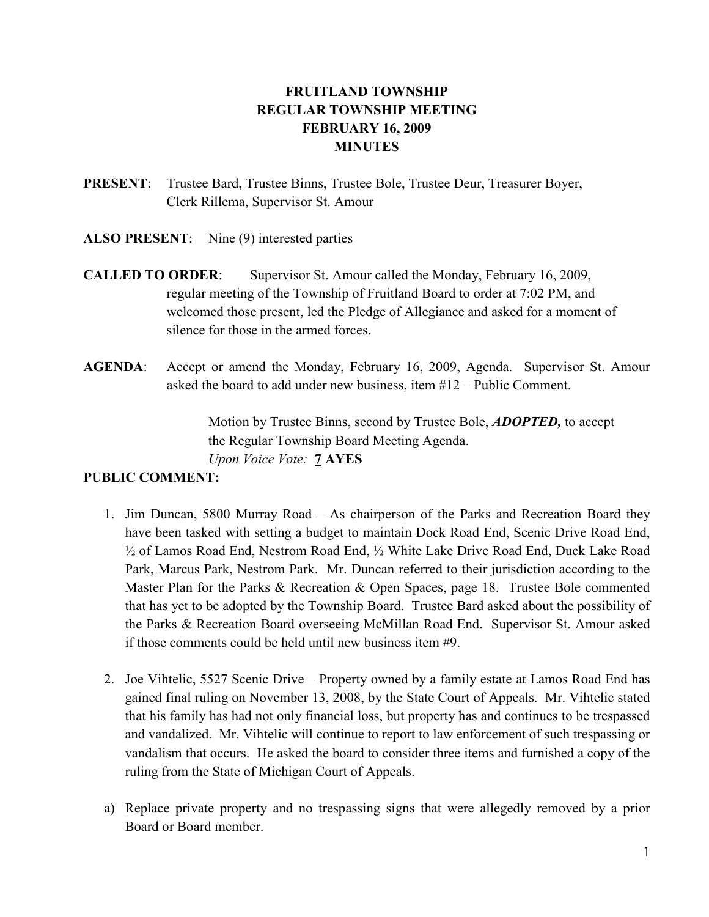# FRUITLAND TOWNSHIP
# REGULAR TOWNSHIP MEETING
# FEBRUARY 16, 2009
# MINUTES

**PRESENT**: Trustee Bard, Trustee Binns, Trustee Bole, Trustee Deur, Treasurer Boyer, Clerk Rillema, Supervisor St. Amour

**ALSO PRESENT**: Nine (9) interested parties

**CALLED TO ORDER**: Supervisor St. Amour called the Monday, February 16, 2009, regular meeting of the Township of Fruitland Board to order at 7:02 PM, and welcomed those present, led the Pledge of Allegiance and asked for a moment of silence for those in the armed forces.

**AGENDA**: Accept or amend the Monday, February 16, 2009, Agenda. Supervisor St. Amour asked the board to add under new business, item #12 – Public Comment.

> Motion by Trustee Binns, second by Trustee Bole, ***ADOPTED,*** to accept the Regular Township Board Meeting Agenda.
> *Upon Voice Vote:* **7 AYES**

**PUBLIC COMMENT:**

1. Jim Duncan, 5800 Murray Road – As chairperson of the Parks and Recreation Board they have been tasked with setting a budget to maintain Dock Road End, Scenic Drive Road End, ½ of Lamos Road End, Nestrom Road End, ½ White Lake Drive Road End, Duck Lake Road Park, Marcus Park, Nestrom Park. Mr. Duncan referred to their jurisdiction according to the Master Plan for the Parks & Recreation & Open Spaces, page 18. Trustee Bole commented that has yet to be adopted by the Township Board. Trustee Bard asked about the possibility of the Parks & Recreation Board overseeing McMillan Road End. Supervisor St. Amour asked if those comments could be held until new business item #9.

2. Joe Vihtelic, 5527 Scenic Drive – Property owned by a family estate at Lamos Road End has gained final ruling on November 13, 2008, by the State Court of Appeals. Mr. Vihtelic stated that his family has had not only financial loss, but property has and continues to be trespassed and vandalized. Mr. Vihtelic will continue to report to law enforcement of such trespassing or vandalism that occurs. He asked the board to consider three items and furnished a copy of the ruling from the State of Michigan Court of Appeals.

a) Replace private property and no trespassing signs that were allegedly removed by a prior Board or Board member.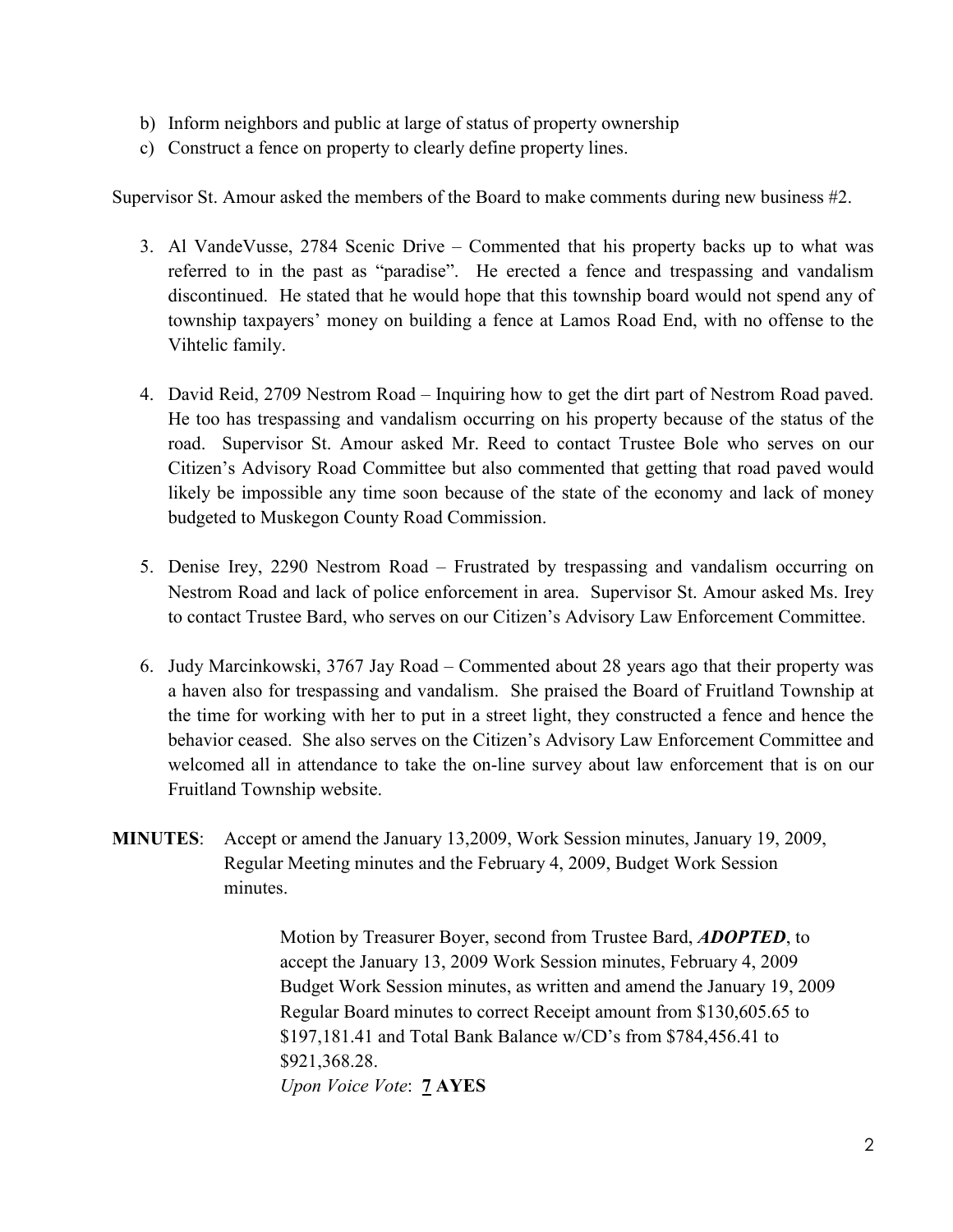b) Inform neighbors and public at large of status of property ownership
c) Construct a fence on property to clearly define property lines.

Supervisor St. Amour asked the members of the Board to make comments during new business #2.

3. Al VandeVusse, 2784 Scenic Drive – Commented that his property backs up to what was referred to in the past as "paradise". He erected a fence and trespassing and vandalism discontinued. He stated that he would hope that this township board would not spend any of township taxpayers' money on building a fence at Lamos Road End, with no offense to the Vihtelic family.

4. David Reid, 2709 Nestrom Road – Inquiring how to get the dirt part of Nestrom Road paved. He too has trespassing and vandalism occurring on his property because of the status of the road. Supervisor St. Amour asked Mr. Reed to contact Trustee Bole who serves on our Citizen's Advisory Road Committee but also commented that getting that road paved would likely be impossible any time soon because of the state of the economy and lack of money budgeted to Muskegon County Road Commission.

5. Denise Irey, 2290 Nestrom Road – Frustrated by trespassing and vandalism occurring on Nestrom Road and lack of police enforcement in area. Supervisor St. Amour asked Ms. Irey to contact Trustee Bard, who serves on our Citizen's Advisory Law Enforcement Committee.

6. Judy Marcinkowski, 3767 Jay Road – Commented about 28 years ago that their property was a haven also for trespassing and vandalism. She praised the Board of Fruitland Township at the time for working with her to put in a street light, they constructed a fence and hence the behavior ceased. She also serves on the Citizen's Advisory Law Enforcement Committee and welcomed all in attendance to take the on-line survey about law enforcement that is on our Fruitland Township website.

**MINUTES**: Accept or amend the January 13,2009, Work Session minutes, January 19, 2009, Regular Meeting minutes and the February 4, 2009, Budget Work Session minutes.

> Motion by Treasurer Boyer, second from Trustee Bard, ***ADOPTED***, to accept the January 13, 2009 Work Session minutes, February 4, 2009 Budget Work Session minutes, as written and amend the January 19, 2009 Regular Board minutes to correct Receipt amount from $130,605.65 to $197,181.41 and Total Bank Balance w/CD's from $784,456.41 to $921,368.28.
> *Upon Voice Vote*: **7 AYES**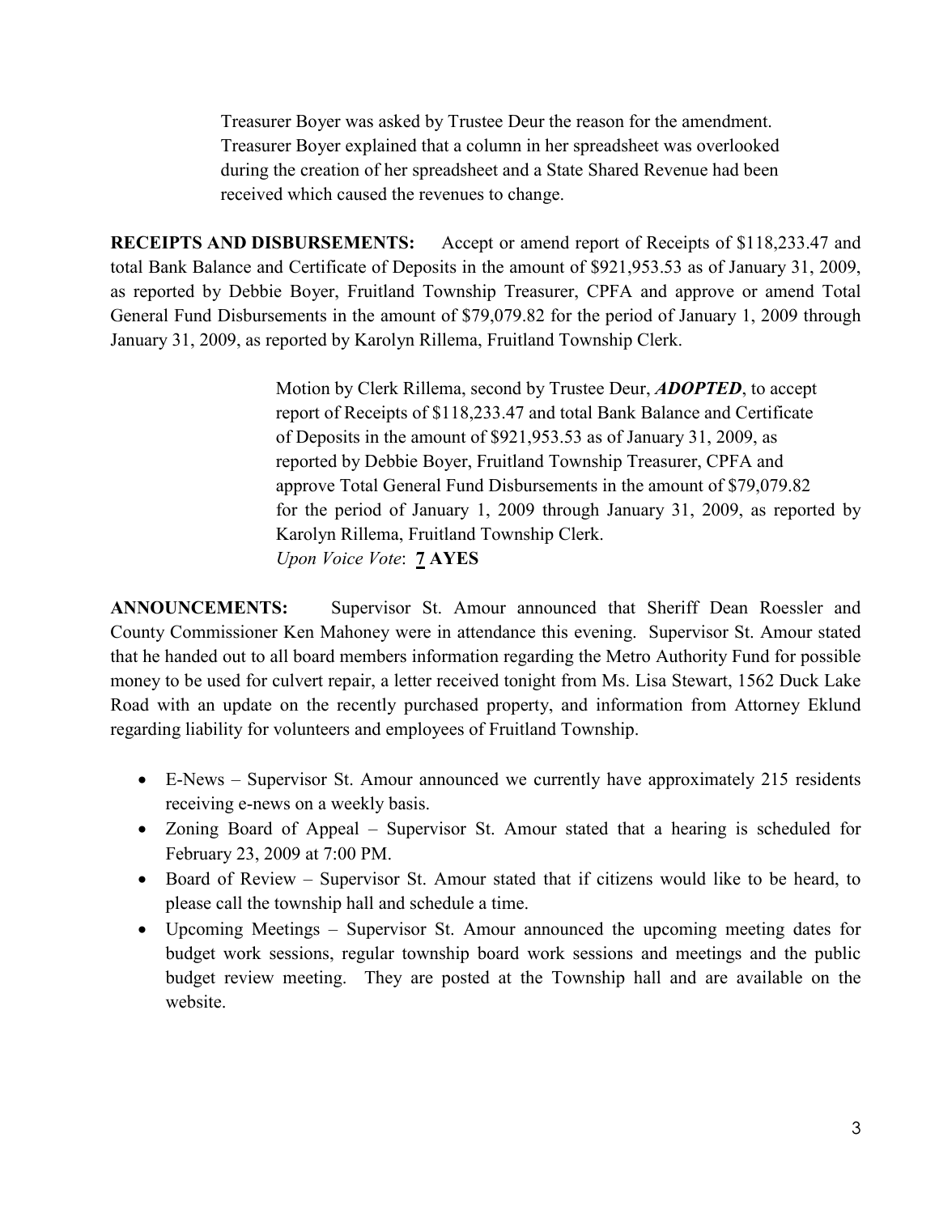Treasurer Boyer was asked by Trustee Deur the reason for the amendment. Treasurer Boyer explained that a column in her spreadsheet was overlooked during the creation of her spreadsheet and a State Shared Revenue had been received which caused the revenues to change.

**RECEIPTS AND DISBURSEMENTS:** Accept or amend report of Receipts of $118,233.47 and total Bank Balance and Certificate of Deposits in the amount of $921,953.53 as of January 31, 2009, as reported by Debbie Boyer, Fruitland Township Treasurer, CPFA and approve or amend Total General Fund Disbursements in the amount of $79,079.82 for the period of January 1, 2009 through January 31, 2009, as reported by Karolyn Rillema, Fruitland Township Clerk.

> Motion by Clerk Rillema, second by Trustee Deur, ***ADOPTED***, to accept report of Receipts of $118,233.47 and total Bank Balance and Certificate of Deposits in the amount of $921,953.53 as of January 31, 2009, as reported by Debbie Boyer, Fruitland Township Treasurer, CPFA and approve Total General Fund Disbursements in the amount of $79,079.82 for the period of January 1, 2009 through January 31, 2009, as reported by Karolyn Rillema, Fruitland Township Clerk.
> *Upon Voice Vote*: **7 AYES**

**ANNOUNCEMENTS:** Supervisor St. Amour announced that Sheriff Dean Roessler and County Commissioner Ken Mahoney were in attendance this evening. Supervisor St. Amour stated that he handed out to all board members information regarding the Metro Authority Fund for possible money to be used for culvert repair, a letter received tonight from Ms. Lisa Stewart, 1562 Duck Lake Road with an update on the recently purchased property, and information from Attorney Eklund regarding liability for volunteers and employees of Fruitland Township.

- E-News – Supervisor St. Amour announced we currently have approximately 215 residents receiving e-news on a weekly basis.
- Zoning Board of Appeal – Supervisor St. Amour stated that a hearing is scheduled for February 23, 2009 at 7:00 PM.
- Board of Review – Supervisor St. Amour stated that if citizens would like to be heard, to please call the township hall and schedule a time.
- Upcoming Meetings – Supervisor St. Amour announced the upcoming meeting dates for budget work sessions, regular township board work sessions and meetings and the public budget review meeting. They are posted at the Township hall and are available on the website.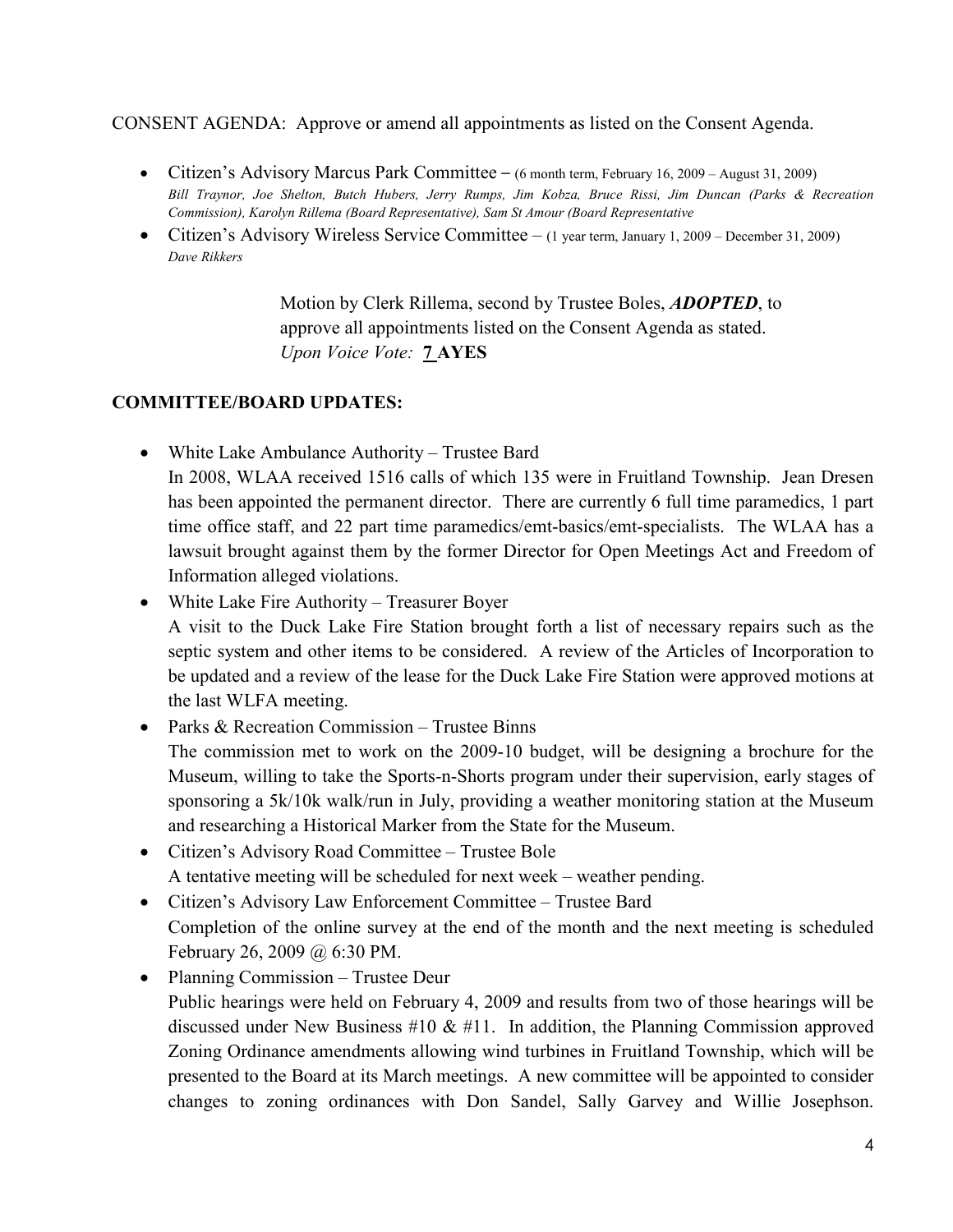CONSENT AGENDA: Approve or amend all appointments as listed on the Consent Agenda.

- Citizen's Advisory Marcus Park Committee – (6 month term, February 16, 2009 – August 31, 2009)
  *Bill Traynor, Joe Shelton, Butch Hubers, Jerry Rumps, Jim Kobza, Bruce Rissi, Jim Duncan (Parks & Recreation Commission), Karolyn Rillema (Board Representative), Sam St Amour (Board Representative*
- Citizen's Advisory Wireless Service Committee – (1 year term, January 1, 2009 – December 31, 2009)
  *Dave Rikkers*

> Motion by Clerk Rillema, second by Trustee Boles, ***ADOPTED***, to approve all appointments listed on the Consent Agenda as stated.
> *Upon Voice Vote:* **7 AYES**

## COMMITTEE/BOARD UPDATES:

- White Lake Ambulance Authority – Trustee Bard
  In 2008, WLAA received 1516 calls of which 135 were in Fruitland Township. Jean Dresen has been appointed the permanent director. There are currently 6 full time paramedics, 1 part time office staff, and 22 part time paramedics/emt-basics/emt-specialists. The WLAA has a lawsuit brought against them by the former Director for Open Meetings Act and Freedom of Information alleged violations.
- White Lake Fire Authority – Treasurer Boyer
  A visit to the Duck Lake Fire Station brought forth a list of necessary repairs such as the septic system and other items to be considered. A review of the Articles of Incorporation to be updated and a review of the lease for the Duck Lake Fire Station were approved motions at the last WLFA meeting.
- Parks & Recreation Commission – Trustee Binns
  The commission met to work on the 2009-10 budget, will be designing a brochure for the Museum, willing to take the Sports-n-Shorts program under their supervision, early stages of sponsoring a 5k/10k walk/run in July, providing a weather monitoring station at the Museum and researching a Historical Marker from the State for the Museum.
- Citizen's Advisory Road Committee – Trustee Bole
  A tentative meeting will be scheduled for next week – weather pending.
- Citizen's Advisory Law Enforcement Committee – Trustee Bard
  Completion of the online survey at the end of the month and the next meeting is scheduled February 26, 2009 @ 6:30 PM.
- Planning Commission – Trustee Deur
  Public hearings were held on February 4, 2009 and results from two of those hearings will be discussed under New Business #10 & #11. In addition, the Planning Commission approved Zoning Ordinance amendments allowing wind turbines in Fruitland Township, which will be presented to the Board at its March meetings. A new committee will be appointed to consider changes to zoning ordinances with Don Sandel, Sally Garvey and Willie Josephson.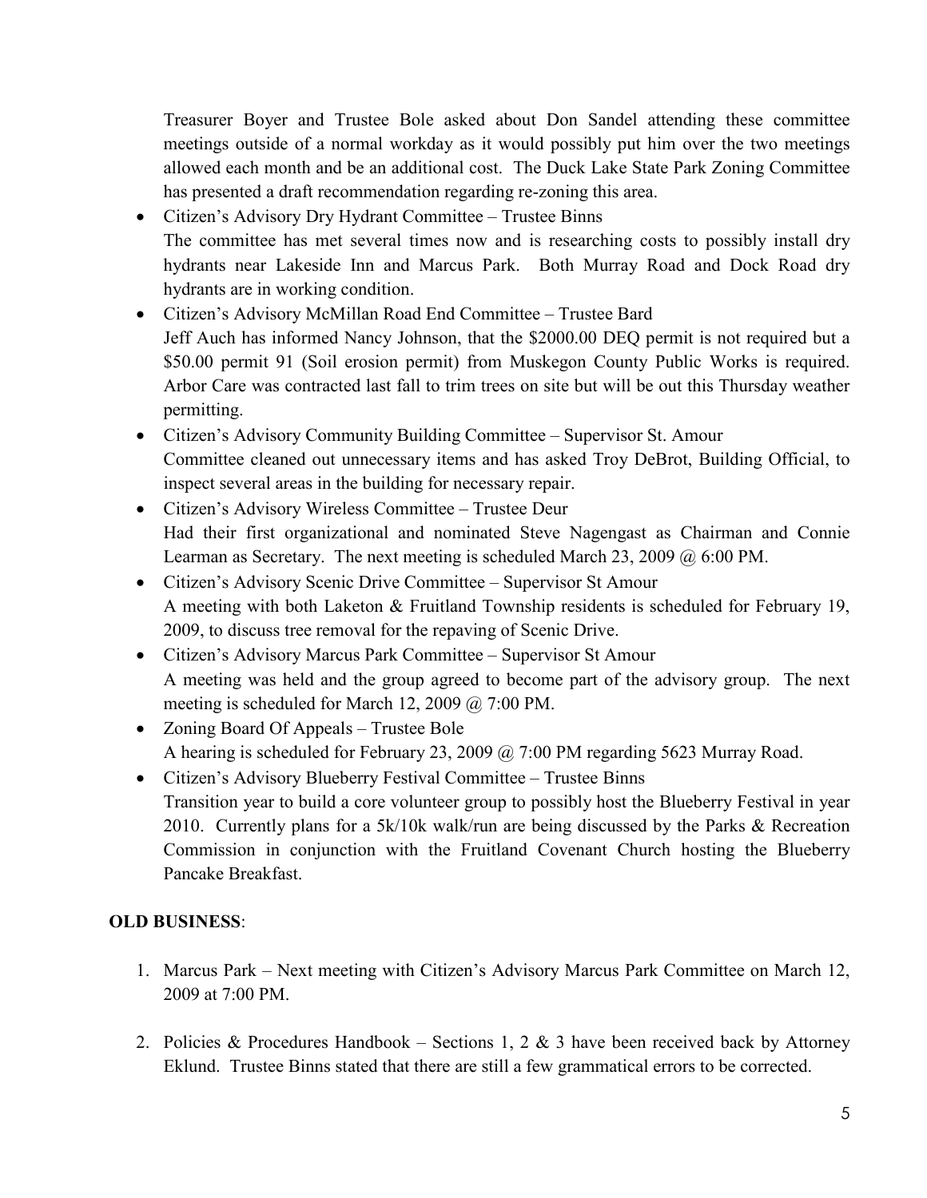Treasurer Boyer and Trustee Bole asked about Don Sandel attending these committee meetings outside of a normal workday as it would possibly put him over the two meetings allowed each month and be an additional cost. The Duck Lake State Park Zoning Committee has presented a draft recommendation regarding re-zoning this area.

- Citizen's Advisory Dry Hydrant Committee – Trustee Binns
  The committee has met several times now and is researching costs to possibly install dry hydrants near Lakeside Inn and Marcus Park. Both Murray Road and Dock Road dry hydrants are in working condition.
- Citizen's Advisory McMillan Road End Committee – Trustee Bard
  Jeff Auch has informed Nancy Johnson, that the $2000.00 DEQ permit is not required but a $50.00 permit 91 (Soil erosion permit) from Muskegon County Public Works is required. Arbor Care was contracted last fall to trim trees on site but will be out this Thursday weather permitting.
- Citizen's Advisory Community Building Committee – Supervisor St. Amour
  Committee cleaned out unnecessary items and has asked Troy DeBrot, Building Official, to inspect several areas in the building for necessary repair.
- Citizen's Advisory Wireless Committee – Trustee Deur
  Had their first organizational and nominated Steve Nagengast as Chairman and Connie Learman as Secretary. The next meeting is scheduled March 23, 2009 @ 6:00 PM.
- Citizen's Advisory Scenic Drive Committee – Supervisor St Amour
  A meeting with both Laketon & Fruitland Township residents is scheduled for February 19, 2009, to discuss tree removal for the repaving of Scenic Drive.
- Citizen's Advisory Marcus Park Committee – Supervisor St Amour
  A meeting was held and the group agreed to become part of the advisory group. The next meeting is scheduled for March 12, 2009 @ 7:00 PM.
- Zoning Board Of Appeals – Trustee Bole
  A hearing is scheduled for February 23, 2009 @ 7:00 PM regarding 5623 Murray Road.
- Citizen's Advisory Blueberry Festival Committee – Trustee Binns
  Transition year to build a core volunteer group to possibly host the Blueberry Festival in year 2010. Currently plans for a 5k/10k walk/run are being discussed by the Parks & Recreation Commission in conjunction with the Fruitland Covenant Church hosting the Blueberry Pancake Breakfast.

**OLD BUSINESS**:

1. Marcus Park – Next meeting with Citizen's Advisory Marcus Park Committee on March 12, 2009 at 7:00 PM.

2. Policies & Procedures Handbook – Sections 1, 2 & 3 have been received back by Attorney Eklund. Trustee Binns stated that there are still a few grammatical errors to be corrected.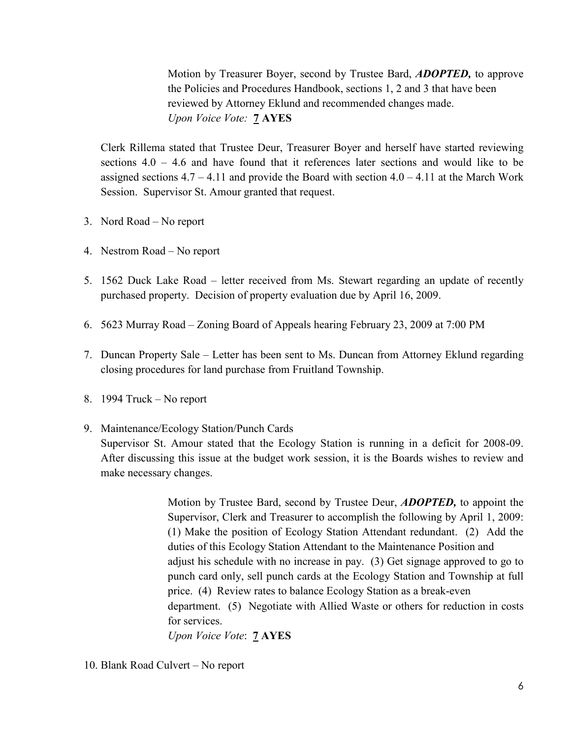Motion by Treasurer Boyer, second by Trustee Bard, ***ADOPTED,*** to approve the Policies and Procedures Handbook, sections 1, 2 and 3 that have been reviewed by Attorney Eklund and recommended changes made.
*Upon Voice Vote:* **7 AYES**

Clerk Rillema stated that Trustee Deur, Treasurer Boyer and herself have started reviewing sections 4.0 – 4.6 and have found that it references later sections and would like to be assigned sections 4.7 – 4.11 and provide the Board with section 4.0 – 4.11 at the March Work Session. Supervisor St. Amour granted that request.

3. Nord Road – No report

4. Nestrom Road – No report

5. 1562 Duck Lake Road – letter received from Ms. Stewart regarding an update of recently purchased property. Decision of property evaluation due by April 16, 2009.

6. 5623 Murray Road – Zoning Board of Appeals hearing February 23, 2009 at 7:00 PM

7. Duncan Property Sale – Letter has been sent to Ms. Duncan from Attorney Eklund regarding closing procedures for land purchase from Fruitland Township.

8. 1994 Truck – No report

9. Maintenance/Ecology Station/Punch Cards
   Supervisor St. Amour stated that the Ecology Station is running in a deficit for 2008-09. After discussing this issue at the budget work session, it is the Boards wishes to review and make necessary changes.

   Motion by Trustee Bard, second by Trustee Deur, ***ADOPTED,*** to appoint the Supervisor, Clerk and Treasurer to accomplish the following by April 1, 2009: (1) Make the position of Ecology Station Attendant redundant. (2) Add the duties of this Ecology Station Attendant to the Maintenance Position and adjust his schedule with no increase in pay. (3) Get signage approved to go to punch card only, sell punch cards at the Ecology Station and Township at full price. (4) Review rates to balance Ecology Station as a break-even department. (5) Negotiate with Allied Waste or others for reduction in costs for services.
   *Upon Voice Vote*: **7 AYES**

10. Blank Road Culvert – No report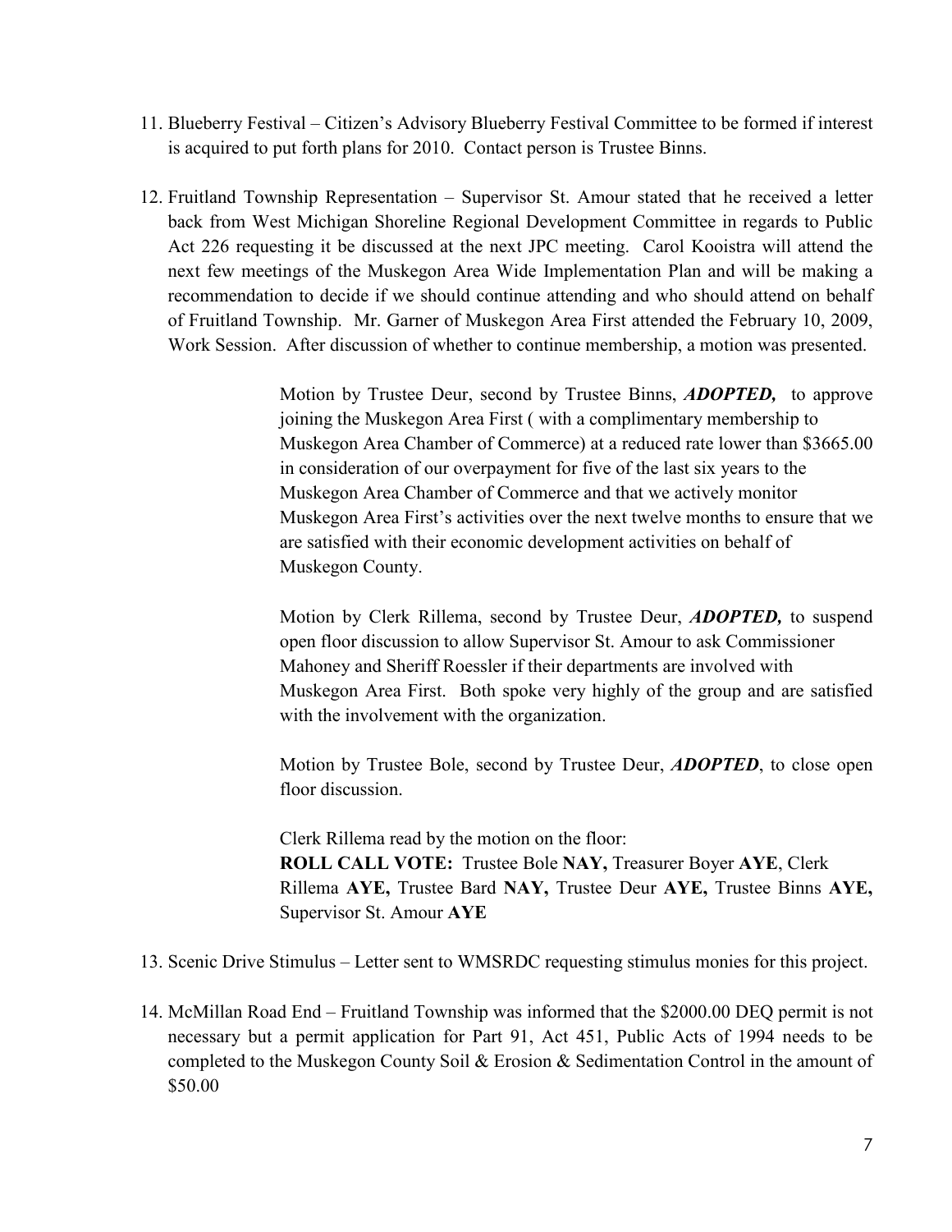11. Blueberry Festival – Citizen's Advisory Blueberry Festival Committee to be formed if interest is acquired to put forth plans for 2010. Contact person is Trustee Binns.

12. Fruitland Township Representation – Supervisor St. Amour stated that he received a letter back from West Michigan Shoreline Regional Development Committee in regards to Public Act 226 requesting it be discussed at the next JPC meeting. Carol Kooistra will attend the next few meetings of the Muskegon Area Wide Implementation Plan and will be making a recommendation to decide if we should continue attending and who should attend on behalf of Fruitland Township. Mr. Garner of Muskegon Area First attended the February 10, 2009, Work Session. After discussion of whether to continue membership, a motion was presented.

    Motion by Trustee Deur, second by Trustee Binns, ***ADOPTED,*** to approve joining the Muskegon Area First ( with a complimentary membership to Muskegon Area Chamber of Commerce) at a reduced rate lower than $3665.00 in consideration of our overpayment for five of the last six years to the Muskegon Area Chamber of Commerce and that we actively monitor Muskegon Area First's activities over the next twelve months to ensure that we are satisfied with their economic development activities on behalf of Muskegon County.

    Motion by Clerk Rillema, second by Trustee Deur, ***ADOPTED,*** to suspend open floor discussion to allow Supervisor St. Amour to ask Commissioner Mahoney and Sheriff Roessler if their departments are involved with Muskegon Area First. Both spoke very highly of the group and are satisfied with the involvement with the organization.

    Motion by Trustee Bole, second by Trustee Deur, ***ADOPTED***, to close open floor discussion.

    Clerk Rillema read by the motion on the floor:
    **ROLL CALL VOTE:** Trustee Bole **NAY,** Treasurer Boyer **AYE**, Clerk Rillema **AYE,** Trustee Bard **NAY,** Trustee Deur **AYE,** Trustee Binns **AYE,** Supervisor St. Amour **AYE**

13. Scenic Drive Stimulus – Letter sent to WMSRDC requesting stimulus monies for this project.

14. McMillan Road End – Fruitland Township was informed that the $2000.00 DEQ permit is not necessary but a permit application for Part 91, Act 451, Public Acts of 1994 needs to be completed to the Muskegon County Soil & Erosion & Sedimentation Control in the amount of $50.00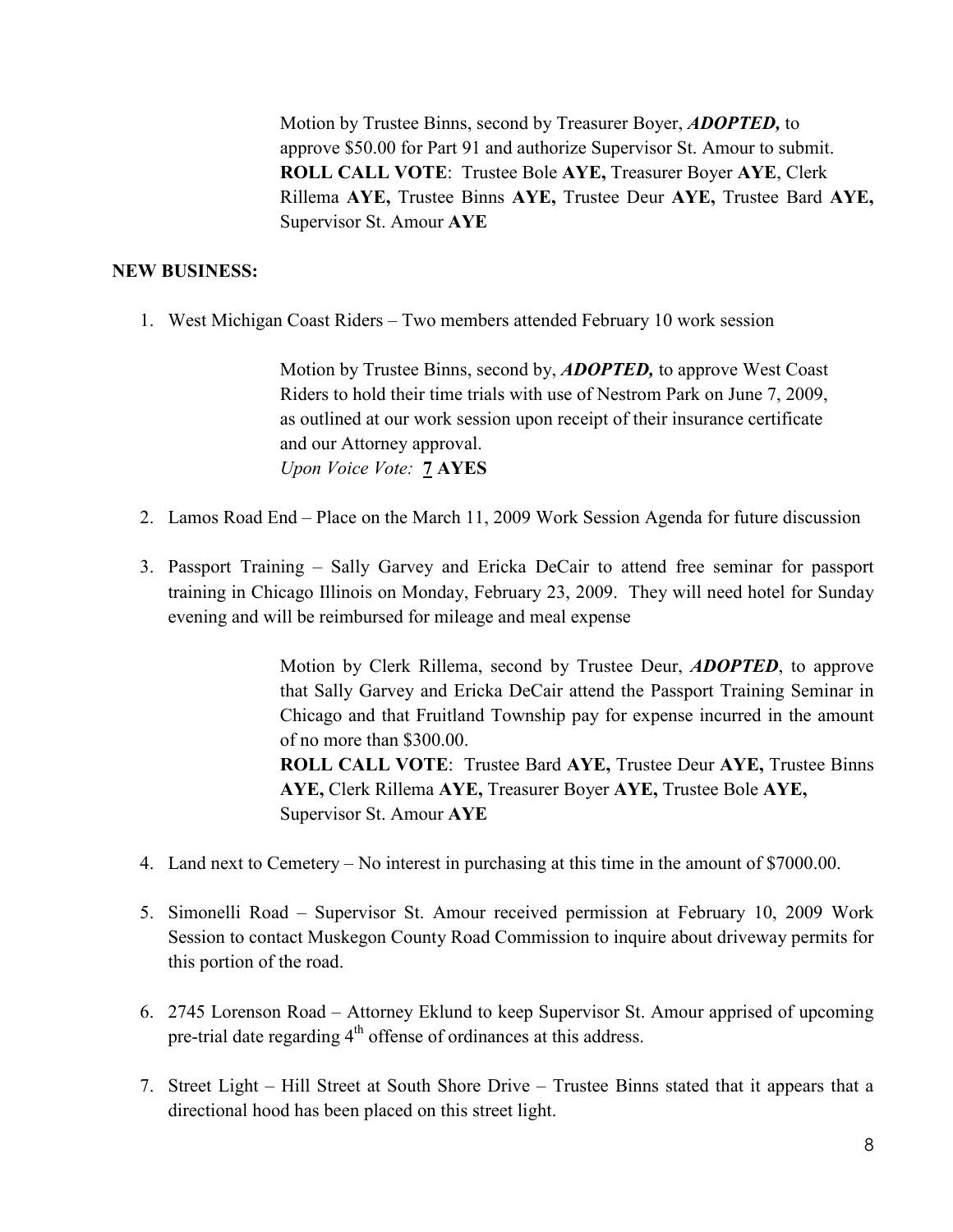Motion by Trustee Binns, second by Treasurer Boyer, ***ADOPTED,*** to approve $50.00 for Part 91 and authorize Supervisor St. Amour to submit.
**ROLL CALL VOTE**: Trustee Bole **AYE,** Treasurer Boyer **AYE**, Clerk Rillema **AYE,** Trustee Binns **AYE,** Trustee Deur **AYE,** Trustee Bard **AYE,** Supervisor St. Amour **AYE**

**NEW BUSINESS:**

1. West Michigan Coast Riders – Two members attended February 10 work session

   Motion by Trustee Binns, second by, ***ADOPTED,*** to approve West Coast Riders to hold their time trials with use of Nestrom Park on June 7, 2009, as outlined at our work session upon receipt of their insurance certificate and our Attorney approval.
   *Upon Voice Vote:* **7 AYES**

2. Lamos Road End – Place on the March 11, 2009 Work Session Agenda for future discussion

3. Passport Training – Sally Garvey and Ericka DeCair to attend free seminar for passport training in Chicago Illinois on Monday, February 23, 2009. They will need hotel for Sunday evening and will be reimbursed for mileage and meal expense

   Motion by Clerk Rillema, second by Trustee Deur, ***ADOPTED***, to approve that Sally Garvey and Ericka DeCair attend the Passport Training Seminar in Chicago and that Fruitland Township pay for expense incurred in the amount of no more than $300.00.
   **ROLL CALL VOTE**: Trustee Bard **AYE,** Trustee Deur **AYE,** Trustee Binns **AYE,** Clerk Rillema **AYE,** Treasurer Boyer **AYE,** Trustee Bole **AYE,** Supervisor St. Amour **AYE**

4. Land next to Cemetery – No interest in purchasing at this time in the amount of $7000.00.

5. Simonelli Road – Supervisor St. Amour received permission at February 10, 2009 Work Session to contact Muskegon County Road Commission to inquire about driveway permits for this portion of the road.

6. 2745 Lorenson Road – Attorney Eklund to keep Supervisor St. Amour apprised of upcoming pre-trial date regarding 4th offense of ordinances at this address.

7. Street Light – Hill Street at South Shore Drive – Trustee Binns stated that it appears that a directional hood has been placed on this street light.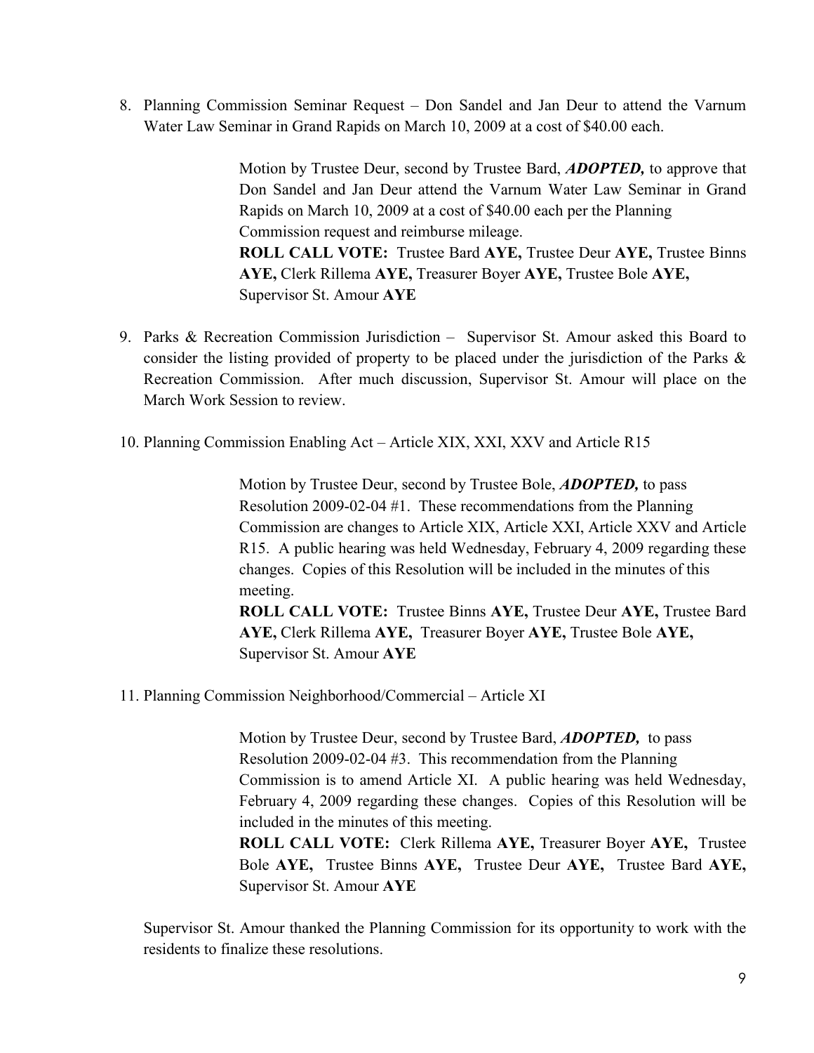8. Planning Commission Seminar Request – Don Sandel and Jan Deur to attend the Varnum Water Law Seminar in Grand Rapids on March 10, 2009 at a cost of $40.00 each.

   Motion by Trustee Deur, second by Trustee Bard, ***ADOPTED,*** to approve that Don Sandel and Jan Deur attend the Varnum Water Law Seminar in Grand Rapids on March 10, 2009 at a cost of $40.00 each per the Planning Commission request and reimburse mileage.
   **ROLL CALL VOTE:** Trustee Bard **AYE,** Trustee Deur **AYE,** Trustee Binns **AYE,** Clerk Rillema **AYE,** Treasurer Boyer **AYE,** Trustee Bole **AYE,** Supervisor St. Amour **AYE**

9. Parks & Recreation Commission Jurisdiction – Supervisor St. Amour asked this Board to consider the listing provided of property to be placed under the jurisdiction of the Parks & Recreation Commission. After much discussion, Supervisor St. Amour will place on the March Work Session to review.

10. Planning Commission Enabling Act – Article XIX, XXI, XXV and Article R15

    Motion by Trustee Deur, second by Trustee Bole, ***ADOPTED,*** to pass Resolution 2009-02-04 #1. These recommendations from the Planning Commission are changes to Article XIX, Article XXI, Article XXV and Article R15. A public hearing was held Wednesday, February 4, 2009 regarding these changes. Copies of this Resolution will be included in the minutes of this meeting.
    **ROLL CALL VOTE:** Trustee Binns **AYE,** Trustee Deur **AYE,** Trustee Bard **AYE,** Clerk Rillema **AYE,** Treasurer Boyer **AYE,** Trustee Bole **AYE,** Supervisor St. Amour **AYE**

11. Planning Commission Neighborhood/Commercial – Article XI

    Motion by Trustee Deur, second by Trustee Bard, ***ADOPTED,*** to pass Resolution 2009-02-04 #3. This recommendation from the Planning Commission is to amend Article XI. A public hearing was held Wednesday, February 4, 2009 regarding these changes. Copies of this Resolution will be included in the minutes of this meeting.
    **ROLL CALL VOTE:** Clerk Rillema **AYE,** Treasurer Boyer **AYE,** Trustee Bole **AYE,** Trustee Binns **AYE,** Trustee Deur **AYE,** Trustee Bard **AYE,** Supervisor St. Amour **AYE**

Supervisor St. Amour thanked the Planning Commission for its opportunity to work with the residents to finalize these resolutions.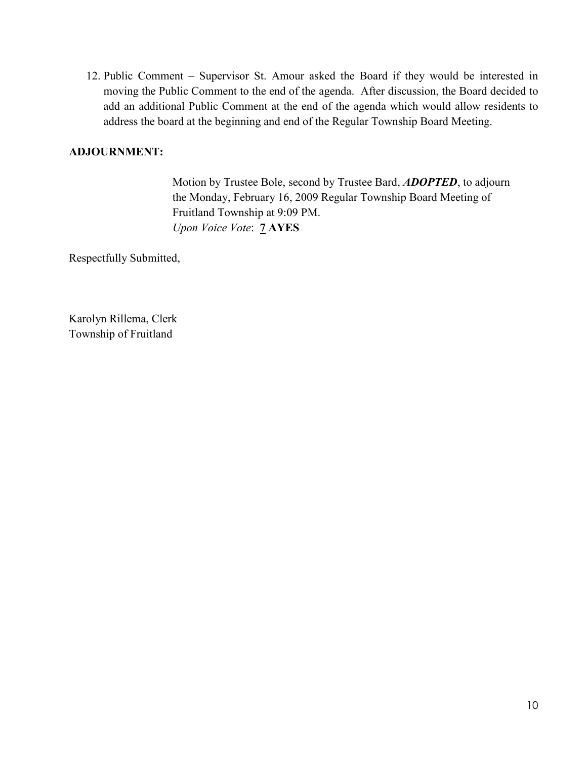12. Public Comment – Supervisor St. Amour asked the Board if they would be interested in moving the Public Comment to the end of the agenda. After discussion, the Board decided to add an additional Public Comment at the end of the agenda which would allow residents to address the board at the beginning and end of the Regular Township Board Meeting.

**ADJOURNMENT:**

Motion by Trustee Bole, second by Trustee Bard, ***ADOPTED***, to adjourn the Monday, February 16, 2009 Regular Township Board Meeting of Fruitland Township at 9:09 PM.
*Upon Voice Vote*: **7 AYES**

Respectfully Submitted,

Karolyn Rillema, Clerk
Township of Fruitland